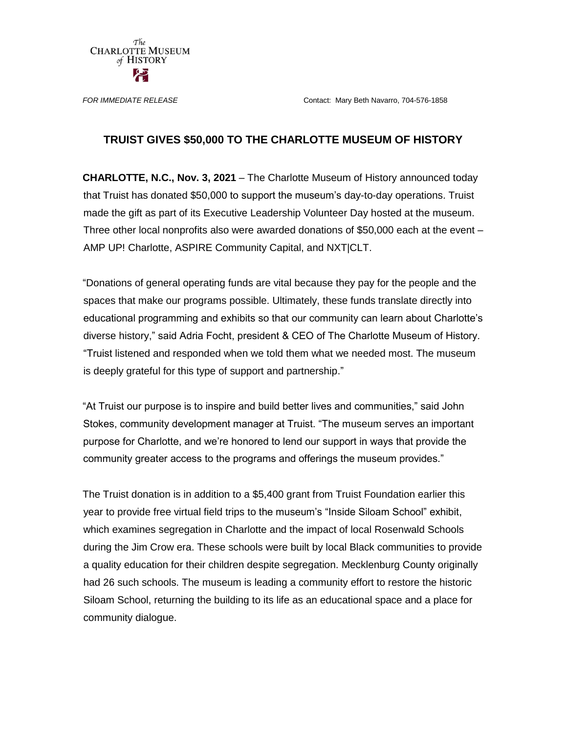The Charlotte Museum of History

*FOR IMMEDIATE RELEASE* Contact: Mary Beth Navarro, 704-576-1858

## TRUIST GIVES $50,000 TO THE CHARLOTTE MUSEUM OF HISTORY

**CHARLOTTE, N.C., Nov. 3, 2021** – The Charlotte Museum of History announced today that Truist has donated $50,000 to support the museum's day-to-day operations. Truist made the gift as part of its Executive Leadership Volunteer Day hosted at the museum. Three other local nonprofits also were awarded donations of $50,000 each at the event – AMP UP! Charlotte, ASPIRE Community Capital, and NXT|CLT.

"Donations of general operating funds are vital because they pay for the people and the spaces that make our programs possible. Ultimately, these funds translate directly into educational programming and exhibits so that our community can learn about Charlotte's diverse history," said Adria Focht, president & CEO of The Charlotte Museum of History. "Truist listened and responded when we told them what we needed most. The museum is deeply grateful for this type of support and partnership."

"At Truist our purpose is to inspire and build better lives and communities," said John Stokes, community development manager at Truist. "The museum serves an important purpose for Charlotte, and we're honored to lend our support in ways that provide the community greater access to the programs and offerings the museum provides."

The Truist donation is in addition to a $5,400 grant from Truist Foundation earlier this year to provide free virtual field trips to the museum's "Inside Siloam School" exhibit, which examines segregation in Charlotte and the impact of local Rosenwald Schools during the Jim Crow era. These schools were built by local Black communities to provide a quality education for their children despite segregation. Mecklenburg County originally had 26 such schools. The museum is leading a community effort to restore the historic Siloam School, returning the building to its life as an educational space and a place for community dialogue.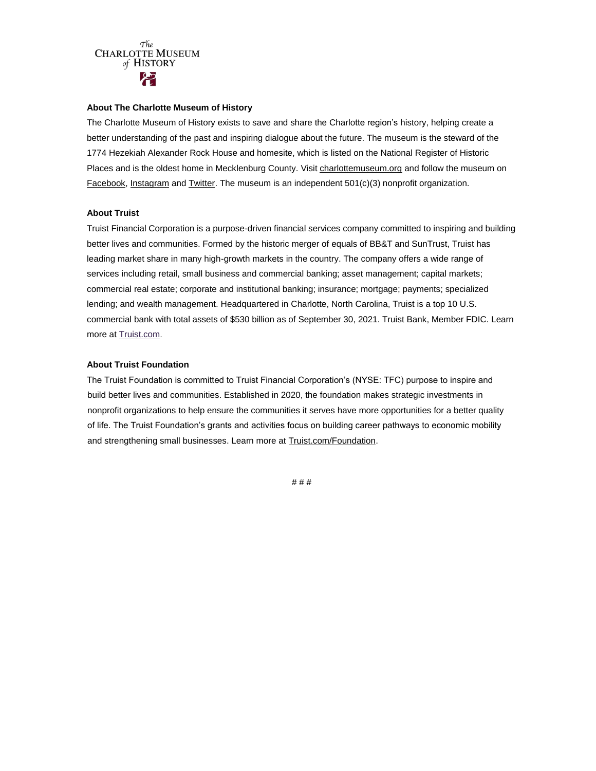**About The Charlotte Museum of History**

The Charlotte Museum of History exists to save and share the Charlotte region's history, helping create a better understanding of the past and inspiring dialogue about the future. The museum is the steward of the 1774 Hezekiah Alexander Rock House and homesite, which is listed on the National Register of Historic Places and is the oldest home in Mecklenburg County. Visit charlottemuseum.org and follow the museum on Facebook, Instagram and Twitter. The museum is an independent 501(c)(3) nonprofit organization.

**About Truist**

Truist Financial Corporation is a purpose-driven financial services company committed to inspiring and building better lives and communities. Formed by the historic merger of equals of BB&T and SunTrust, Truist has leading market share in many high-growth markets in the country. The company offers a wide range of services including retail, small business and commercial banking; asset management; capital markets; commercial real estate; corporate and institutional banking; insurance; mortgage; payments; specialized lending; and wealth management. Headquartered in Charlotte, North Carolina, Truist is a top 10 U.S. commercial bank with total assets of $530 billion as of September 30, 2021. Truist Bank, Member FDIC. Learn more at Truist.com.

**About Truist Foundation**

The Truist Foundation is committed to Truist Financial Corporation's (NYSE: TFC) purpose to inspire and build better lives and communities. Established in 2020, the foundation makes strategic investments in nonprofit organizations to help ensure the communities it serves have more opportunities for a better quality of life. The Truist Foundation's grants and activities focus on building career pathways to economic mobility and strengthening small businesses. Learn more at Truist.com/Foundation.

# # #